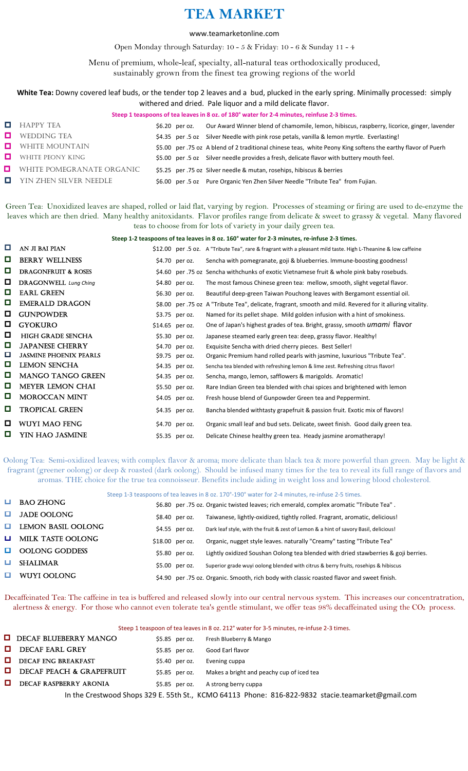# TEA MARKET

www.teamarketonline.com

Open Monday through Saturday: 10 - 5 & Friday: 10 - 6 & Sunday 11 - 4

Menu of premium, whole-leaf, specialty, all-natural teas orthodoxically produced, sustainably grown from the finest tea growing regions of the world

**White Tea:** Downy covered leaf buds, or the tender top 2 leaves and a bud, plucked in the early spring. Minimally processed: simply withered and dried. Pale liquor and a mild delicate flavor.

**Steep 1 teaspoons of tea leaves in 8 oz. of 180° water for 2-4 minutes, reinfuse 2-3 times.**

| | | | |
|---|---|---|---|
| ☐ HAPPY TEA | $6.20 | per oz. | Our Award Winner blend of chamomile, lemon, hibiscus, raspberry, licorice, ginger, lavender |
| ☐ WEDDING TEA | $4.35 | per .5 oz | Silver Needle with pink rose petals, vanilla & lemon myrtle. Everlasting! |
| ☐ WHITE MOUNTAIN | $5.00 | per .75 oz | A blend of 2 traditional chinese teas, white Peony King softens the earthy flavor of Puerh |
| ☐ WHITE PEONY KING | $5.00 | per .5 oz | Silver needle provides a fresh, delicate flavor with buttery mouth feel. |
| ☐ WHITE POMEGRANATE ORGANIC | $5.25 | per .75 oz | Silver needle & mutan, rosehips, hibiscus & berries |
| ☐ YIN ZHEN SILVER NEEDLE | $6.00 | per .5 oz | Pure Organic Yen Zhen Silver Needle "Tribute Tea" from Fujian. |

Green Tea: Unoxidized leaves are shaped, rolled or laid flat, varying by region. Processes of steaming or firing are used to de-enzyme the leaves which are then dried. Many healthy anitoxidants. Flavor profiles range from delicate & sweet to grassy & vegetal. Many flavored teas to choose from for lots of variety in your daily green tea.

**Steep 1-2 teaspoons of tea leaves in 8 oz. 160° water for 2-3 minutes, re-infuse 2-3 times.**

| | | | |
|---|---|---|---|
| ☐ AN JI BAI PIAN | $12.00 | per .5 oz. | A "Tribute Tea", rare & fragrant with a pleasant mild taste. High L-Theanine & low caffeine |
| ☐ BERRY WELLNESS | $4.70 | per oz. | Sencha with pomegranate, goji & blueberries. Immune-boosting goodness! |
| ☐ DRAGONFRUIT & ROSES | $4.60 | per .75 oz | Sencha withchunks of exotic Vietnamese fruit & whole pink baby rosebuds. |
| ☐ DRAGONWELL *Lung Ching* | $4.80 | per oz. | The most famous Chinese green tea: mellow, smooth, slight vegetal flavor. |
| ☐ EARL GREEN | $6.30 | per oz. | Beautiful deep-green Taiwan Pouchong leaves with Bergamont essential oil. |
| ☐ EMERALD DRAGON | $8.00 | per .75 oz | A "Tribute Tea", delicate, fragrant, smooth and mild. Revered for it alluring vitality. |
| ☐ GUNPOWDER | $3.75 | per oz. | Named for its pellet shape. Mild golden infusion with a hint of smokiness. |
| ☐ GYOKURO | $14.65 | per oz. | One of Japan's highest grades of tea. Bright, grassy, smooth *umami* flavor |
| ☐ HIGH GRADE SENCHA | $5.30 | per oz. | Japanese steamed early green tea: deep, grassy flavor. Healthy! |
| ☐ JAPANESE CHERRY | $4.70 | per oz. | Exquisite Sencha with dried cherry pieces. Best Seller! |
| ☐ JASMINE PHOENIX PEARLS | $9.75 | per oz. | Organic Premium hand rolled pearls with jasmine, luxurious "Tribute Tea". |
| ☐ LEMON SENCHA | $4.35 | per oz. | Sencha tea blended with refreshing lemon & lime zest. Refreshing citrus flavor! |
| ☐ MANGO TANGO GREEN | $4.35 | per oz. | Sencha, mango, lemon, safflowers & marigolds. Aromatic! |
| ☐ MEYER LEMON CHAI | $5.50 | per oz. | Rare Indian Green tea blended with chai spices and brightened with lemon |
| ☐ MOROCCAN MINT | $4.05 | per oz. | Fresh house blend of Gunpowder Green tea and Peppermint. |
| ☐ TROPICAL GREEN | $4.35 | per oz. | Bancha blended withtasty grapefruit & passion fruit. Exotic mix of flavors! |
| ☐ WUYI MAO FENG | $4.70 | per oz. | Organic small leaf and bud sets. Delicate, sweet finish. Good daily green tea. |
| ☐ YIN HAO JASMINE | $5.35 | per oz. | Delicate Chinese healthy green tea. Heady jasmine aromatherapy! |

Oolong Tea: Semi-oxidized leaves; with complex flavor & aroma; more delicate than black tea & more powerful than green. May be light & fragrant (greener oolong) or deep & roasted (dark oolong). Should be infused many times for the tea to reveal its full range of flavors and aromas. THE choice for the true tea connoisseur. Benefits include aiding in weight loss and lowering blood cholesterol.

Steep 1-3 teaspoons of tea leaves in 8 oz. 170°-190° water for 2-4 minutes, re-infuse 2-5 times.

| | | | |
|---|---|---|---|
| ☐ BAO ZHONG | $6.80 | per .75 oz. | Organic twisted leaves; rich emerald, complex aromatic "Tribute Tea" . |
| ☐ JADE OOLONG | $8.40 | per oz. | Taiwanese, lightly-oxidized, tightly rolled. Fragrant, aromatic, delicious! |
| ☐ LEMON BASIL OOLONG | $4.55 | per oz. | Dark leaf style, with the fruit & zest of Lemon & a hint of savory Basil, delicious! |
| ☐ MILK TASTE OOLONG | $18.00 | per oz. | Organic, nugget style leaves. naturally "Creamy" tasting "Tribute Tea" |
| ☐ OOLONG GODDESS | $5.80 | per oz. | Lightly oxidized Soushan Oolong tea blended with dried stawberries & goji berries. |
| ☐ SHALIMAR | $5.00 | per oz. | Superior grade wuyi oolong blended with citrus & berry fruits, rosehips & hibiscus |
| ☐ WUYI OOLONG | $4.90 | per .75 oz. | Organic. Smooth, rich body with classic roasted flavor and sweet finish. |

Decaffeinated Tea: The caffeine in tea is buffered and released slowly into our central nervous system. This increases our concentratration, alertness & energy. For those who cannot even tolerate tea's gentle stimulant, we offer teas 98% decaffeinated using the $CO_2$ process.

Steep 1 teaspoon of tea leaves in 8 oz. 212° water for 3-5 minutes, re-infuse 2-3 times.

| | | | |
|---|---|---|---|
| ☐ DECAF BLUEBERRY MANGO | $5.85 | per oz. | Fresh Blueberry & Mango |
| ☐ DECAF EARL GREY | $5.85 | per oz. | Good Earl flavor |
| ☐ DECAF ENG BREAKFAST | $5.40 | per oz. | Evening cuppa |
| ☐ DECAF PEACH & GRAPEFRUIT | $5.85 | per oz. | Makes a bright and peachy cup of iced tea |
| ☐ DECAF RASPBERRY ARONIA | $5.85 | per oz. | A strong berry cuppa |

In the Crestwood Shops 329 E. 55th St., KCMO 64113 Phone: 816-822-9832 stacie.teamarket@gmail.com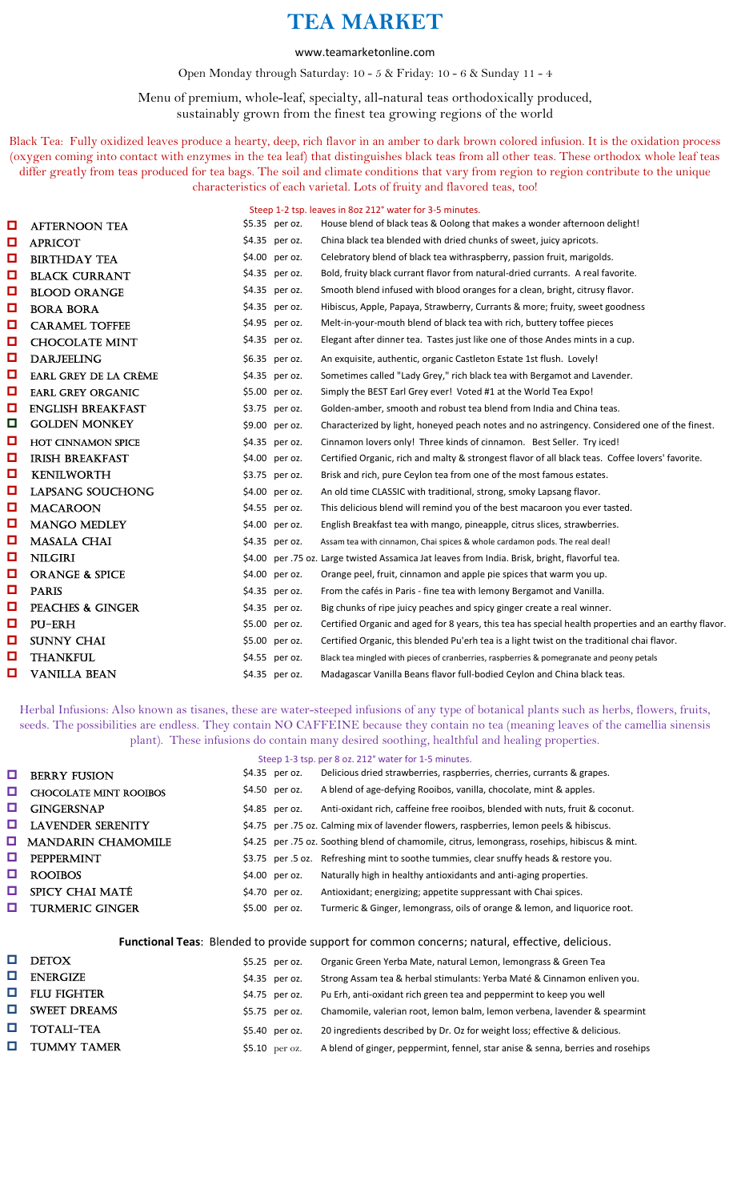# TEA MARKET

www.teamarketonline.com

Open Monday through Saturday: 10 - 5 & Friday: 10 - 6 & Sunday 11 - 4

Menu of premium, whole-leaf, specialty, all-natural teas orthodoxically produced, sustainably grown from the finest tea growing regions of the world

Black Tea: Fully oxidized leaves produce a hearty, deep, rich flavor in an amber to dark brown colored infusion. It is the oxidation process (oxygen coming into contact with enzymes in the tea leaf) that distinguishes black teas from all other teas. These orthodox whole leaf teas differ greatly from teas produced for tea bags. The soil and climate conditions that vary from region to region contribute to the unique characteristics of each varietal. Lots of fruity and flavored teas, too!

Steep 1-2 tsp. leaves in 8oz 212° water for 3-5 minutes.

| | | | |
|---|---|---|---|
| ☐ | AFTERNOON TEA | $5.35 per oz. | House blend of black teas & Oolong that makes a wonder afternoon delight! |
| ☐ | APRICOT | $4.35 per oz. | China black tea blended with dried chunks of sweet, juicy apricots. |
| ☐ | BIRTHDAY TEA | $4.00 per oz. | Celebratory blend of black tea withraspberry, passion fruit, marigolds. |
| ☐ | BLACK CURRANT | $4.35 per oz. | Bold, fruity black currant flavor from natural-dried currants. A real favorite. |
| ☐ | BLOOD ORANGE | $4.35 per oz. | Smooth blend infused with blood oranges for a clean, bright, citrusy flavor. |
| ☐ | BORA BORA | $4.35 per oz. | Hibiscus, Apple, Papaya, Strawberry, Currants & more; fruity, sweet goodness |
| ☐ | CARAMEL TOFFEE | $4.95 per oz. | Melt-in-your-mouth blend of black tea with rich, buttery toffee pieces |
| ☐ | CHOCOLATE MINT | $4.35 per oz. | Elegant after dinner tea. Tastes just like one of those Andes mints in a cup. |
| ☐ | DARJEELING | $6.35 per oz. | An exquisite, authentic, organic Castleton Estate 1st flush. Lovely! |
| ☐ | EARL GREY DE LA CRÈME | $4.35 per oz. | Sometimes called "Lady Grey," rich black tea with Bergamot and Lavender. |
| ☐ | EARL GREY ORGANIC | $5.00 per oz. | Simply the BEST Earl Grey ever! Voted #1 at the World Tea Expo! |
| ☐ | ENGLISH BREAKFAST | $3.75 per oz. | Golden-amber, smooth and robust tea blend from India and China teas. |
| ☐ | GOLDEN MONKEY | $9.00 per oz. | Characterized by light, honeyed peach notes and no astringency. Considered one of the finest. |
| ☐ | HOT CINNAMON SPICE | $4.35 per oz. | Cinnamon lovers only! Three kinds of cinnamon. Best Seller. Try iced! |
| ☐ | IRISH BREAKFAST | $4.00 per oz. | Certified Organic, rich and malty & strongest flavor of all black teas. Coffee lovers' favorite. |
| ☐ | KENILWORTH | $3.75 per oz. | Brisk and rich, pure Ceylon tea from one of the most famous estates. |
| ☐ | LAPSANG SOUCHONG | $4.00 per oz. | An old time CLASSIC with traditional, strong, smoky Lapsang flavor. |
| ☐ | MACAROON | $4.55 per oz. | This delicious blend will remind you of the best macaroon you ever tasted. |
| ☐ | MANGO MEDLEY | $4.00 per oz. | English Breakfast tea with mango, pineapple, citrus slices, strawberries. |
| ☐ | MASALA CHAI | $4.35 per oz. | Assam tea with cinnamon, Chai spices & whole cardamon pods. The real deal! |
| ☐ | NILGIRI | $4.00 per .75 oz. | Large twisted Assamica Jat leaves from India. Brisk, bright, flavorful tea. |
| ☐ | ORANGE & SPICE | $4.00 per oz. | Orange peel, fruit, cinnamon and apple pie spices that warm you up. |
| ☐ | PARIS | $4.35 per oz. | From the cafés in Paris - fine tea with lemony Bergamot and Vanilla. |
| ☐ | PEACHES & GINGER | $4.35 per oz. | Big chunks of ripe juicy peaches and spicy ginger create a real winner. |
| ☐ | PU-ERH | $5.00 per oz. | Certified Organic and aged for 8 years, this tea has special health properties and an earthy flavor. |
| ☐ | SUNNY CHAI | $5.00 per oz. | Certified Organic, this blended Pu'erh tea is a light twist on the traditional chai flavor. |
| ☐ | THANKFUL | $4.55 per oz. | Black tea mingled with pieces of cranberries, raspberries & pomegranate and peony petals |
| ☐ | VANILLA BEAN | $4.35 per oz. | Madagascar Vanilla Beans flavor full-bodied Ceylon and China black teas. |

Herbal Infusions: Also known as tisanes, these are water-steeped infusions of any type of botanical plants such as herbs, flowers, fruits, seeds. The possibilities are endless. They contain NO CAFFEINE because they contain no tea (meaning leaves of the camellia sinensis plant). These infusions do contain many desired soothing, healthful and healing properties.

Steep 1-3 tsp. per 8 oz. 212° water for 1-5 minutes.

| | | | |
|---|---|---|---|
| ☐ | BERRY FUSION | $4.35 per oz. | Delicious dried strawberries, raspberries, cherries, currants & grapes. |
| ☐ | CHOCOLATE MINT ROOIBOS | $4.50 per oz. | A blend of age-defying Rooibos, vanilla, chocolate, mint & apples. |
| ☐ | GINGERSNAP | $4.85 per oz. | Anti-oxidant rich, caffeine free rooibos, blended with nuts, fruit & coconut. |
| ☐ | LAVENDER SERENITY | $4.75 per .75 oz. | Calming mix of lavender flowers, raspberries, lemon peels & hibiscus. |
| ☐ | MANDARIN CHAMOMILE | $4.25 per .75 oz. | Soothing blend of chamomile, citrus, lemongrass, rosehips, hibiscus & mint. |
| ☐ | PEPPERMINT | $3.75 per .5 oz. | Refreshing mint to soothe tummies, clear snuffy heads & restore you. |
| ☐ | ROOIBOS | $4.00 per oz. | Naturally high in healthy antioxidants and anti-aging properties. |
| ☐ | SPICY CHAI MATÉ | $4.70 per oz. | Antioxidant; energizing; appetite suppressant with Chai spices. |
| ☐ | TURMERIC GINGER | $5.00 per oz. | Turmeric & Ginger, lemongrass, oils of orange & lemon, and liquorice root. |

**Functional Teas**: Blended to provide support for common concerns; natural, effective, delicious.

| | | | |
|---|---|---|---|
| ☐ | DETOX | $5.25 per oz. | Organic Green Yerba Mate, natural Lemon, lemongrass & Green Tea |
| ☐ | ENERGIZE | $4.35 per oz. | Strong Assam tea & herbal stimulants: Yerba Maté & Cinnamon enliven you. |
| ☐ | FLU FIGHTER | $4.75 per oz. | Pu Erh, anti-oxidant rich green tea and peppermint to keep you well |
| ☐ | SWEET DREAMS | $5.75 per oz. | Chamomile, valerian root, lemon balm, lemon verbena, lavender & spearmint |
| ☐ | TOTALI-TEA | $5.40 per oz. | 20 ingredients described by Dr. Oz for weight loss; effective & delicious. |
| ☐ | TUMMY TAMER | $5.10 per oz. | A blend of ginger, peppermint, fennel, star anise & senna, berries and rosehips |